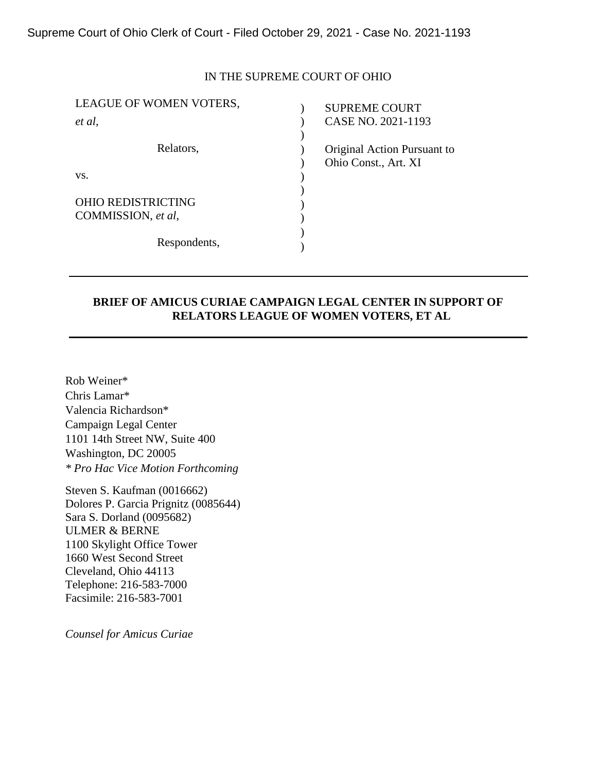Supreme Court of Ohio Clerk of Court - Filed October 29, 2021 - Case No. 2021-1193

IN THE SUPREME COURT OF OHIO

| | | |
|---|---|---|
| LEAGUE OF WOMEN VOTERS, *et al*, | ) | SUPREME COURT CASE NO. 2021-1193 |
| Relators, | ) | Original Action Pursuant to Ohio Const., Art. XI |
| vs. | ) | |
| OHIO REDISTRICTING COMMISSION, *et al*, | ) | |
| Respondents, | ) | |

---

**BRIEF OF AMICUS CURIAE CAMPAIGN LEGAL CENTER IN SUPPORT OF RELATORS LEAGUE OF WOMEN VOTERS, ET AL**

---

Rob Weiner*
Chris Lamar*
Valencia Richardson*
Campaign Legal Center
1101 14th Street NW, Suite 400
Washington, DC 20005
*\* Pro Hac Vice Motion Forthcoming*

Steven S. Kaufman (0016662)
Dolores P. Garcia Prignitz (0085644)
Sara S. Dorland (0095682)
ULMER & BERNE
1100 Skylight Office Tower
1660 West Second Street
Cleveland, Ohio 44113
Telephone: 216-583-7000
Facsimile: 216-583-7001

*Counsel for Amicus Curiae*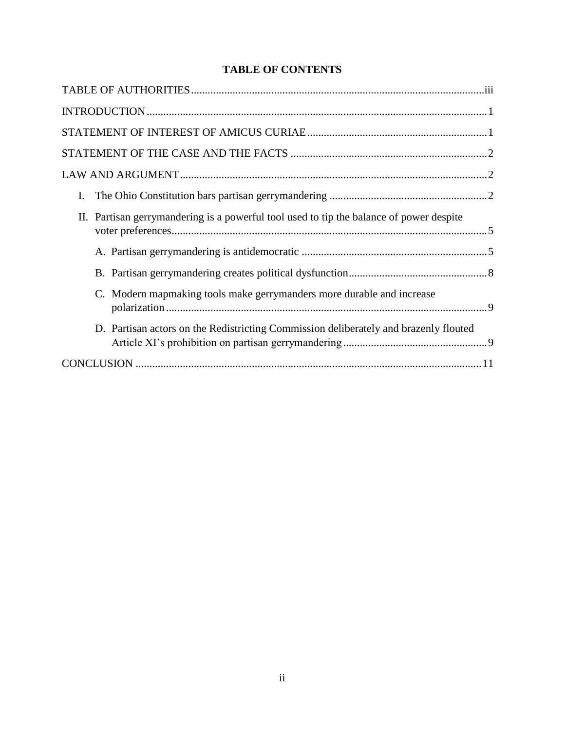# TABLE OF CONTENTS

TABLE OF AUTHORITIES ..... iii

INTRODUCTION ..... 1

STATEMENT OF INTEREST OF AMICUS CURIAE ..... 1

STATEMENT OF THE CASE AND THE FACTS ..... 2

LAW AND ARGUMENT ..... 2

I. The Ohio Constitution bars partisan gerrymandering ..... 2

II. Partisan gerrymandering is a powerful tool used to tip the balance of power despite voter preferences ..... 5

   A. Partisan gerrymandering is antidemocratic ..... 5

   B. Partisan gerrymandering creates political dysfunction ..... 8

   C. Modern mapmaking tools make gerrymanders more durable and increase polarization ..... 9

   D. Partisan actors on the Redistricting Commission deliberately and brazenly flouted Article XI's prohibition on partisan gerrymandering ..... 9

CONCLUSION ..... 11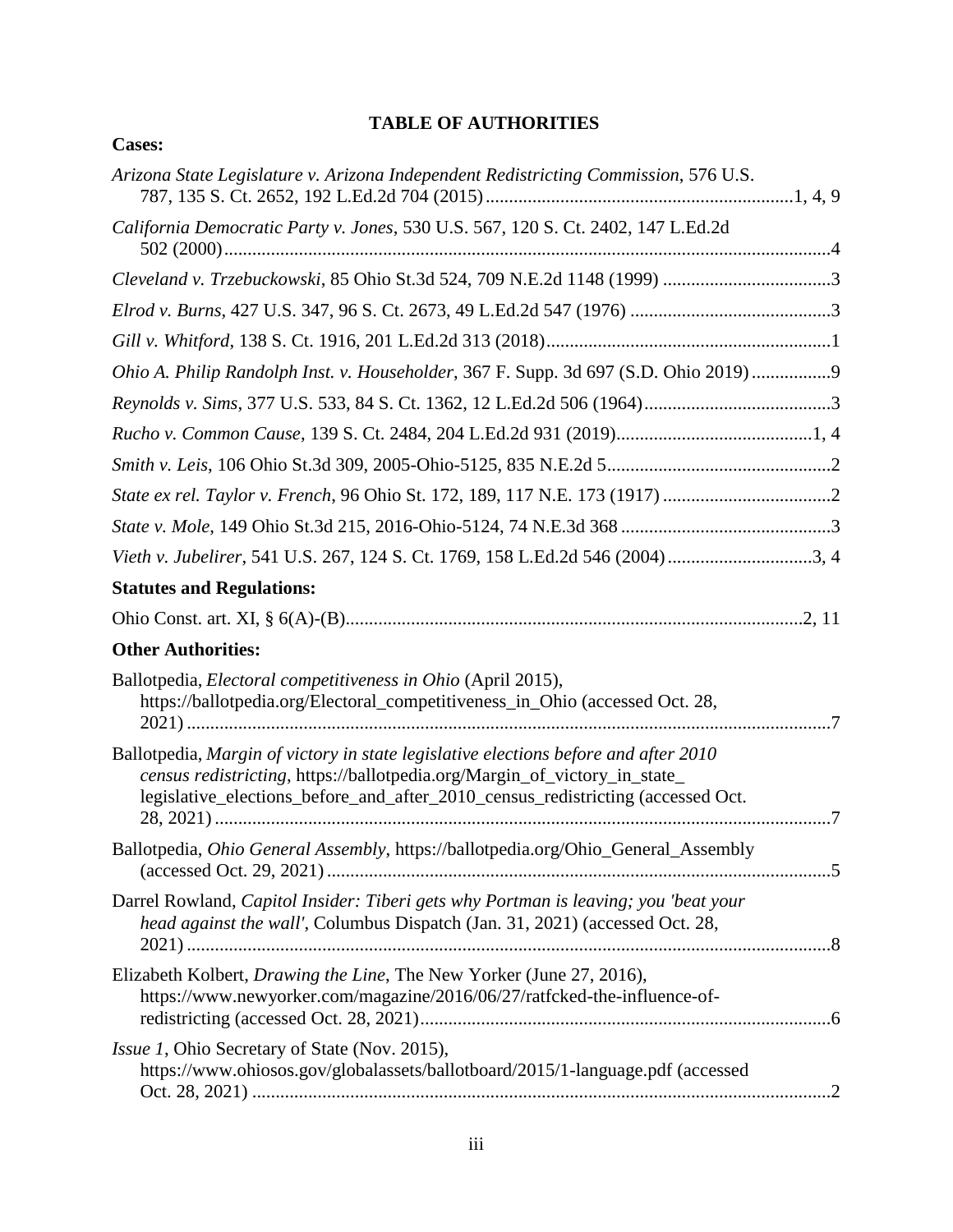# TABLE OF AUTHORITIES

**Cases:**

*Arizona State Legislature v. Arizona Independent Redistricting Commission*, 576 U.S. 787, 135 S. Ct. 2652, 192 L.Ed.2d 704 (2015)....................1, 4, 9

*California Democratic Party v. Jones*, 530 U.S. 567, 120 S. Ct. 2402, 147 L.Ed.2d 502 (2000)....................4

*Cleveland v. Trzebuckowski*, 85 Ohio St.3d 524, 709 N.E.2d 1148 (1999)....................3

*Elrod v. Burns*, 427 U.S. 347, 96 S. Ct. 2673, 49 L.Ed.2d 547 (1976)....................3

*Gill v. Whitford*, 138 S. Ct. 1916, 201 L.Ed.2d 313 (2018)....................1

*Ohio A. Philip Randolph Inst. v. Householder*, 367 F. Supp. 3d 697 (S.D. Ohio 2019)....................9

*Reynolds v. Sims*, 377 U.S. 533, 84 S. Ct. 1362, 12 L.Ed.2d 506 (1964)....................3

*Rucho v. Common Cause*, 139 S. Ct. 2484, 204 L.Ed.2d 931 (2019)....................1, 4

*Smith v. Leis*, 106 Ohio St.3d 309, 2005-Ohio-5125, 835 N.E.2d 5....................2

*State ex rel. Taylor v. French*, 96 Ohio St. 172, 189, 117 N.E. 173 (1917)....................2

*State v. Mole*, 149 Ohio St.3d 215, 2016-Ohio-5124, 74 N.E.3d 368....................3

*Vieth v. Jubelirer*, 541 U.S. 267, 124 S. Ct. 1769, 158 L.Ed.2d 546 (2004)....................3, 4

**Statutes and Regulations:**

Ohio Const. art. XI, § 6(A)-(B)....................2, 11

**Other Authorities:**

Ballotpedia, *Electoral competitiveness in Ohio* (April 2015), https://ballotpedia.org/Electoral_competitiveness_in_Ohio (accessed Oct. 28, 2021)....................7

Ballotpedia, *Margin of victory in state legislative elections before and after 2010 census redistricting*, https://ballotpedia.org/Margin_of_victory_in_state_legislative_elections_before_and_after_2010_census_redistricting (accessed Oct. 28, 2021)....................7

Ballotpedia, *Ohio General Assembly*, https://ballotpedia.org/Ohio_General_Assembly (accessed Oct. 29, 2021)....................5

Darrel Rowland, *Capitol Insider: Tiberi gets why Portman is leaving; you 'beat your head against the wall'*, Columbus Dispatch (Jan. 31, 2021) (accessed Oct. 28, 2021)....................8

Elizabeth Kolbert, *Drawing the Line*, The New Yorker (June 27, 2016), https://www.newyorker.com/magazine/2016/06/27/ratfcked-the-influence-of-redistricting (accessed Oct. 28, 2021)....................6

*Issue 1*, Ohio Secretary of State (Nov. 2015), https://www.ohiosos.gov/globalassets/ballotboard/2015/1-language.pdf (accessed Oct. 28, 2021)....................2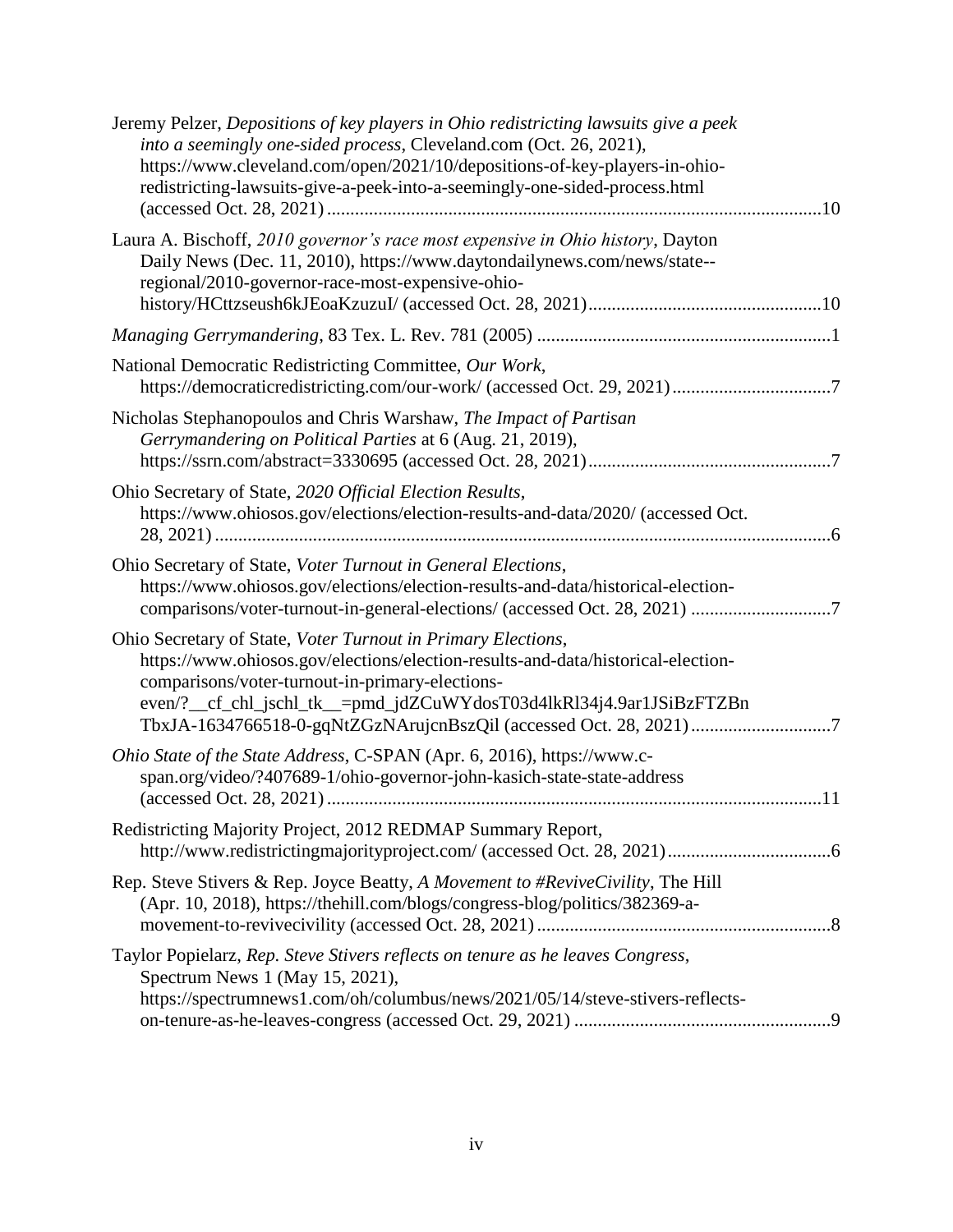Jeremy Pelzer, *Depositions of key players in Ohio redistricting lawsuits give a peek into a seemingly one-sided process*, Cleveland.com (Oct. 26, 2021), https://www.cleveland.com/open/2021/10/depositions-of-key-players-in-ohio-redistricting-lawsuits-give-a-peek-into-a-seemingly-one-sided-process.html (accessed Oct. 28, 2021) ....................10

Laura A. Bischoff, *2010 governor's race most expensive in Ohio history*, Dayton Daily News (Dec. 11, 2010), https://www.daytondailynews.com/news/state--regional/2010-governor-race-most-expensive-ohio-history/HCttzseush6kJEoaKzuzuI/ (accessed Oct. 28, 2021) ....................10

*Managing Gerrymandering*, 83 Tex. L. Rev. 781 (2005) ....................1

National Democratic Redistricting Committee, *Our Work*, https://democraticredistricting.com/our-work/ (accessed Oct. 29, 2021) ....................7

Nicholas Stephanopoulos and Chris Warshaw, *The Impact of Partisan Gerrymandering on Political Parties* at 6 (Aug. 21, 2019), https://ssrn.com/abstract=3330695 (accessed Oct. 28, 2021) ....................7

Ohio Secretary of State, *2020 Official Election Results*, https://www.ohiosos.gov/elections/election-results-and-data/2020/ (accessed Oct. 28, 2021) ....................6

Ohio Secretary of State, *Voter Turnout in General Elections*, https://www.ohiosos.gov/elections/election-results-and-data/historical-election-comparisons/voter-turnout-in-general-elections/ (accessed Oct. 28, 2021) ....................7

Ohio Secretary of State, *Voter Turnout in Primary Elections*, https://www.ohiosos.gov/elections/election-results-and-data/historical-election-comparisons/voter-turnout-in-primary-elections-even/?__cf_chl_jschl_tk__=pmd_jdZCuWYdosT03d4lkRl34j4.9ar1JSiBzFTZBnTbxJA-1634766518-0-gqNtZGzNArujcnBszQil (accessed Oct. 28, 2021) ....................7

*Ohio State of the State Address*, C-SPAN (Apr. 6, 2016), https://www.c-span.org/video/?407689-1/ohio-governor-john-kasich-state-state-address (accessed Oct. 28, 2021) ....................11

Redistricting Majority Project, 2012 REDMAP Summary Report, http://www.redistrictingmajorityproject.com/ (accessed Oct. 28, 2021) ....................6

Rep. Steve Stivers & Rep. Joyce Beatty, *A Movement to #ReviveCivility*, The Hill (Apr. 10, 2018), https://thehill.com/blogs/congress-blog/politics/382369-a-movement-to-revivecivility (accessed Oct. 28, 2021) ....................8

Taylor Popielarz, *Rep. Steve Stivers reflects on tenure as he leaves Congress*, Spectrum News 1 (May 15, 2021), https://spectrumnews1.com/oh/columbus/news/2021/05/14/steve-stivers-reflects-on-tenure-as-he-leaves-congress (accessed Oct. 29, 2021) ....................9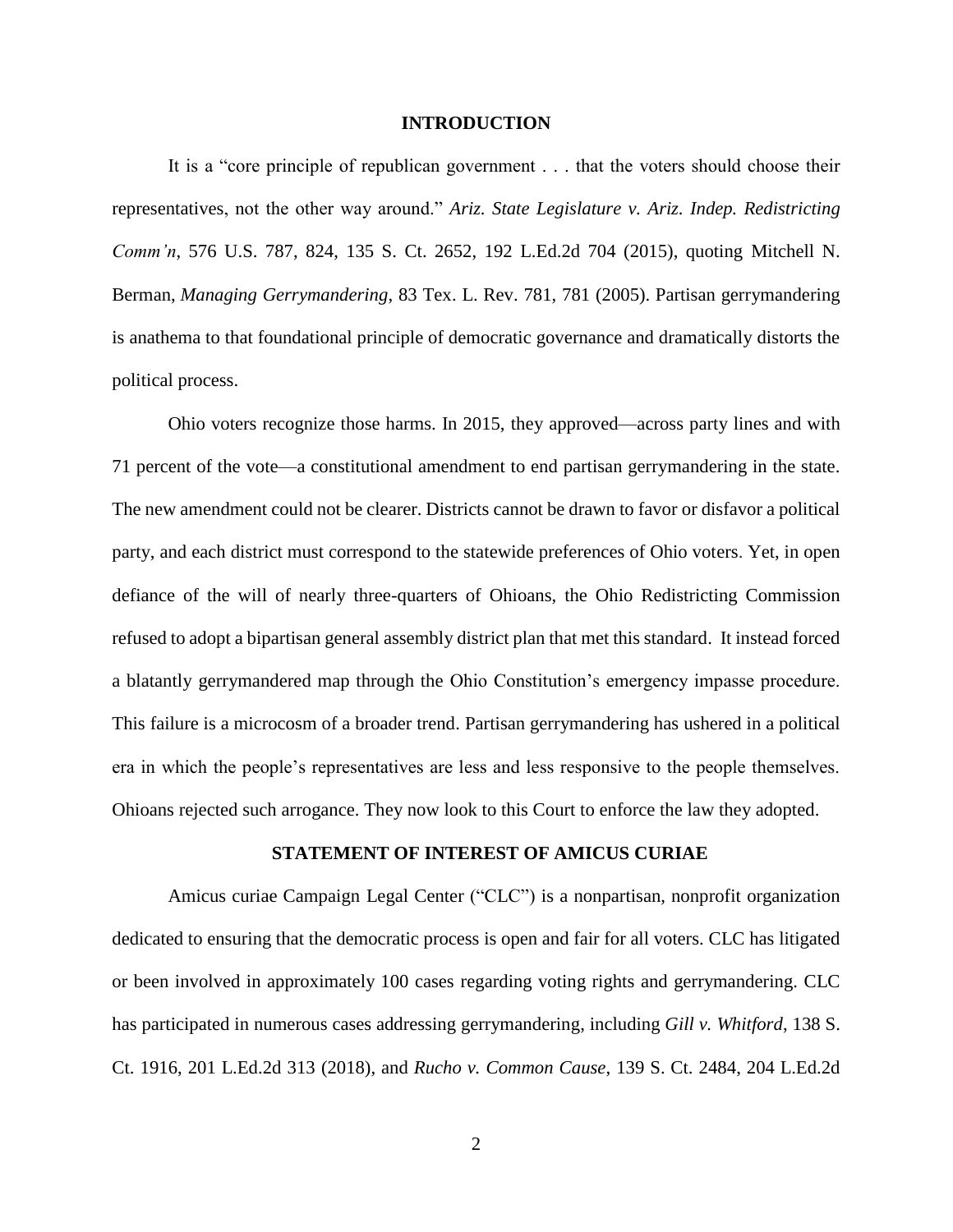## INTRODUCTION

It is a "core principle of republican government . . . that the voters should choose their representatives, not the other way around." *Ariz. State Legislature v. Ariz. Indep. Redistricting Comm'n*, 576 U.S. 787, 824, 135 S. Ct. 2652, 192 L.Ed.2d 704 (2015), quoting Mitchell N. Berman, *Managing Gerrymandering*, 83 Tex. L. Rev. 781, 781 (2005). Partisan gerrymandering is anathema to that foundational principle of democratic governance and dramatically distorts the political process.

Ohio voters recognize those harms. In 2015, they approved—across party lines and with 71 percent of the vote—a constitutional amendment to end partisan gerrymandering in the state. The new amendment could not be clearer. Districts cannot be drawn to favor or disfavor a political party, and each district must correspond to the statewide preferences of Ohio voters. Yet, in open defiance of the will of nearly three-quarters of Ohioans, the Ohio Redistricting Commission refused to adopt a bipartisan general assembly district plan that met this standard. It instead forced a blatantly gerrymandered map through the Ohio Constitution's emergency impasse procedure. This failure is a microcosm of a broader trend. Partisan gerrymandering has ushered in a political era in which the people's representatives are less and less responsive to the people themselves. Ohioans rejected such arrogance. They now look to this Court to enforce the law they adopted.

## STATEMENT OF INTEREST OF AMICUS CURIAE

Amicus curiae Campaign Legal Center ("CLC") is a nonpartisan, nonprofit organization dedicated to ensuring that the democratic process is open and fair for all voters. CLC has litigated or been involved in approximately 100 cases regarding voting rights and gerrymandering. CLC has participated in numerous cases addressing gerrymandering, including *Gill v. Whitford*, 138 S. Ct. 1916, 201 L.Ed.2d 313 (2018), and *Rucho v. Common Cause*, 139 S. Ct. 2484, 204 L.Ed.2d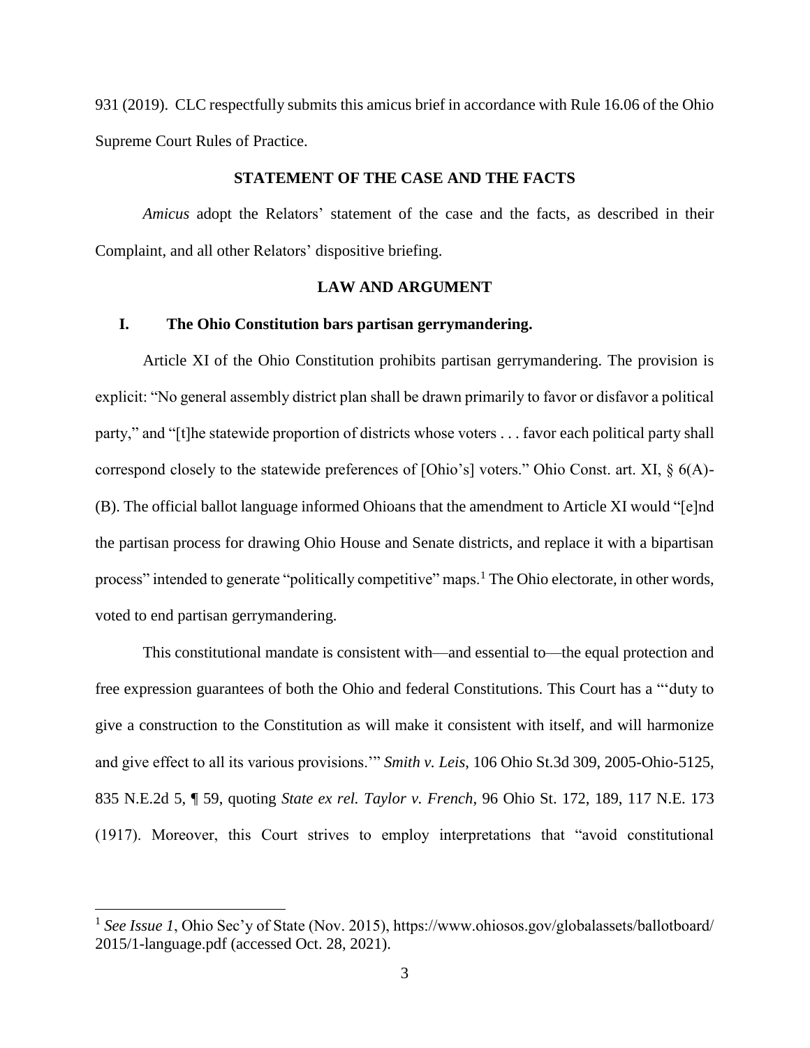931 (2019). CLC respectfully submits this amicus brief in accordance with Rule 16.06 of the Ohio Supreme Court Rules of Practice.

## STATEMENT OF THE CASE AND THE FACTS

*Amicus* adopt the Relators' statement of the case and the facts, as described in their Complaint, and all other Relators' dispositive briefing.

## LAW AND ARGUMENT

### I. The Ohio Constitution bars partisan gerrymandering.

Article XI of the Ohio Constitution prohibits partisan gerrymandering. The provision is explicit: "No general assembly district plan shall be drawn primarily to favor or disfavor a political party," and "[t]he statewide proportion of districts whose voters . . . favor each political party shall correspond closely to the statewide preferences of [Ohio's] voters." Ohio Const. art. XI, § 6(A)-(B). The official ballot language informed Ohioans that the amendment to Article XI would "[e]nd the partisan process for drawing Ohio House and Senate districts, and replace it with a bipartisan process" intended to generate "politically competitive" maps.[1] The Ohio electorate, in other words, voted to end partisan gerrymandering.

This constitutional mandate is consistent with—and essential to—the equal protection and free expression guarantees of both the Ohio and federal Constitutions. This Court has a "'duty to give a construction to the Constitution as will make it consistent with itself, and will harmonize and give effect to all its various provisions.'" *Smith v. Leis*, 106 Ohio St.3d 309, 2005-Ohio-5125, 835 N.E.2d 5, ¶ 59, quoting *State ex rel. Taylor v. French*, 96 Ohio St. 172, 189, 117 N.E. 173 (1917). Moreover, this Court strives to employ interpretations that "avoid constitutional

---

[1] *See Issue 1*, Ohio Sec'y of State (Nov. 2015), https://www.ohiosos.gov/globalassets/ballotboard/2015/1-language.pdf (accessed Oct. 28, 2021).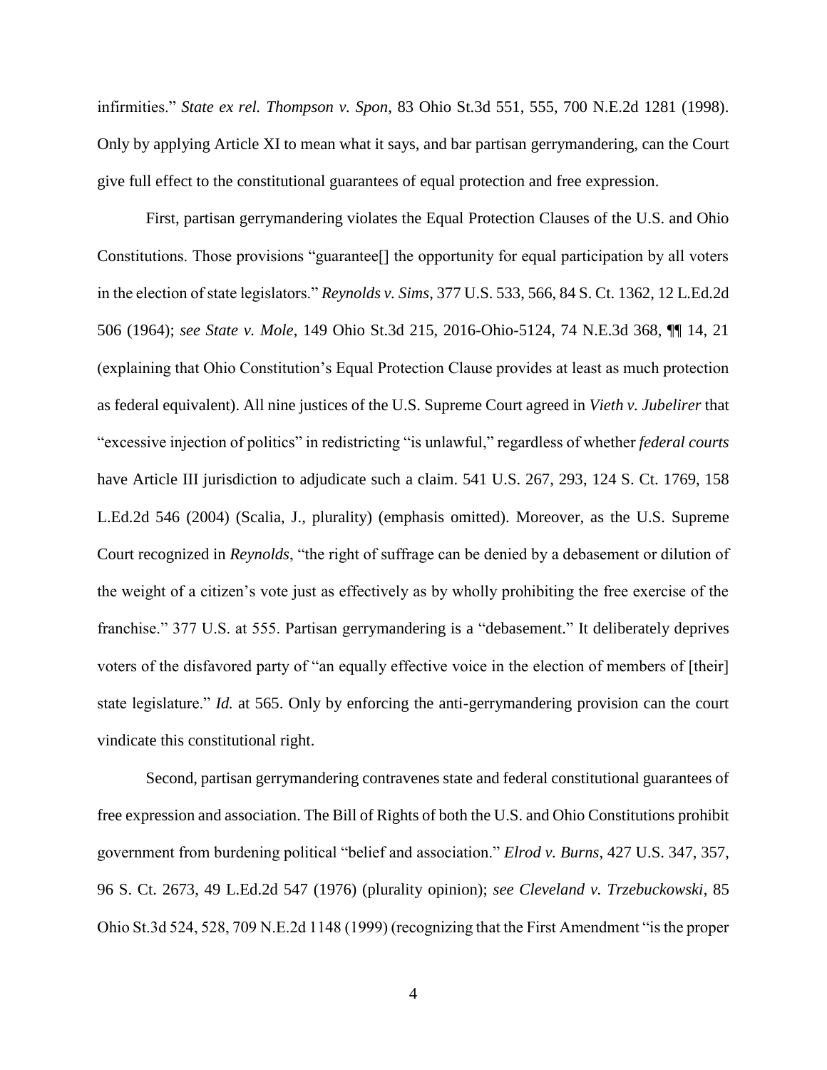infirmities." *State ex rel. Thompson v. Spon*, 83 Ohio St.3d 551, 555, 700 N.E.2d 1281 (1998). Only by applying Article XI to mean what it says, and bar partisan gerrymandering, can the Court give full effect to the constitutional guarantees of equal protection and free expression.

First, partisan gerrymandering violates the Equal Protection Clauses of the U.S. and Ohio Constitutions. Those provisions "guarantee[] the opportunity for equal participation by all voters in the election of state legislators." *Reynolds v. Sims*, 377 U.S. 533, 566, 84 S. Ct. 1362, 12 L.Ed.2d 506 (1964); *see State v. Mole*, 149 Ohio St.3d 215, 2016-Ohio-5124, 74 N.E.3d 368, ¶¶ 14, 21 (explaining that Ohio Constitution's Equal Protection Clause provides at least as much protection as federal equivalent). All nine justices of the U.S. Supreme Court agreed in *Vieth v. Jubelirer* that "excessive injection of politics" in redistricting "is unlawful," regardless of whether *federal courts* have Article III jurisdiction to adjudicate such a claim. 541 U.S. 267, 293, 124 S. Ct. 1769, 158 L.Ed.2d 546 (2004) (Scalia, J., plurality) (emphasis omitted). Moreover, as the U.S. Supreme Court recognized in *Reynolds*, "the right of suffrage can be denied by a debasement or dilution of the weight of a citizen's vote just as effectively as by wholly prohibiting the free exercise of the franchise." 377 U.S. at 555. Partisan gerrymandering is a "debasement." It deliberately deprives voters of the disfavored party of "an equally effective voice in the election of members of [their] state legislature." *Id.* at 565. Only by enforcing the anti-gerrymandering provision can the court vindicate this constitutional right.

Second, partisan gerrymandering contravenes state and federal constitutional guarantees of free expression and association. The Bill of Rights of both the U.S. and Ohio Constitutions prohibit government from burdening political "belief and association." *Elrod v. Burns*, 427 U.S. 347, 357, 96 S. Ct. 2673, 49 L.Ed.2d 547 (1976) (plurality opinion); *see Cleveland v. Trzebuckowski*, 85 Ohio St.3d 524, 528, 709 N.E.2d 1148 (1999) (recognizing that the First Amendment "is the proper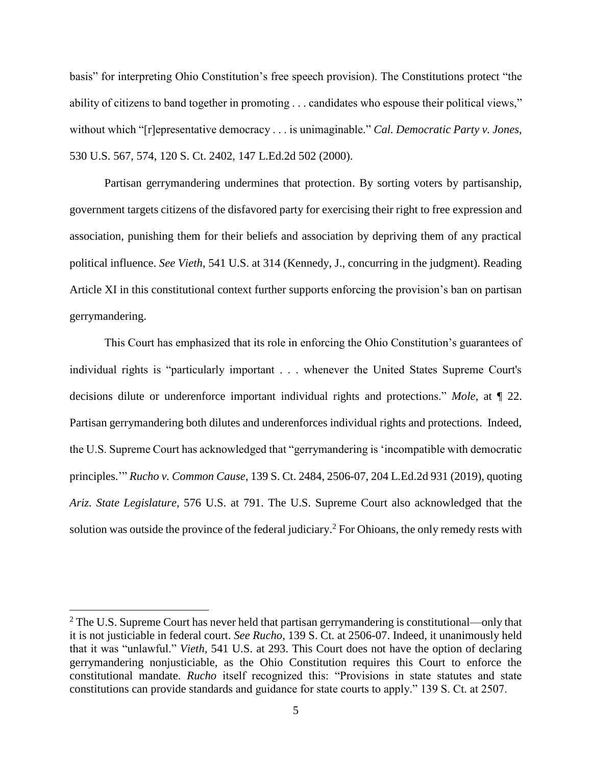basis" for interpreting Ohio Constitution's free speech provision). The Constitutions protect "the ability of citizens to band together in promoting . . . candidates who espouse their political views," without which "[r]epresentative democracy . . . is unimaginable." *Cal. Democratic Party v. Jones*, 530 U.S. 567, 574, 120 S. Ct. 2402, 147 L.Ed.2d 502 (2000).

Partisan gerrymandering undermines that protection. By sorting voters by partisanship, government targets citizens of the disfavored party for exercising their right to free expression and association, punishing them for their beliefs and association by depriving them of any practical political influence. *See Vieth*, 541 U.S. at 314 (Kennedy, J., concurring in the judgment). Reading Article XI in this constitutional context further supports enforcing the provision's ban on partisan gerrymandering.

This Court has emphasized that its role in enforcing the Ohio Constitution's guarantees of individual rights is "particularly important . . . whenever the United States Supreme Court's decisions dilute or underenforce important individual rights and protections." *Mole*, at ¶ 22. Partisan gerrymandering both dilutes and underenforces individual rights and protections. Indeed, the U.S. Supreme Court has acknowledged that "gerrymandering is 'incompatible with democratic principles.'" *Rucho v. Common Cause*, 139 S. Ct. 2484, 2506-07, 204 L.Ed.2d 931 (2019), quoting *Ariz. State Legislature*, 576 U.S. at 791. The U.S. Supreme Court also acknowledged that the solution was outside the province of the federal judiciary.[2] For Ohioans, the only remedy rests with

[2] The U.S. Supreme Court has never held that partisan gerrymandering is constitutional—only that it is not justiciable in federal court. *See Rucho*, 139 S. Ct. at 2506-07. Indeed, it unanimously held that it was "unlawful." *Vieth*, 541 U.S. at 293. This Court does not have the option of declaring gerrymandering nonjusticiable, as the Ohio Constitution requires this Court to enforce the constitutional mandate. *Rucho* itself recognized this: "Provisions in state statutes and state constitutions can provide standards and guidance for state courts to apply." 139 S. Ct. at 2507.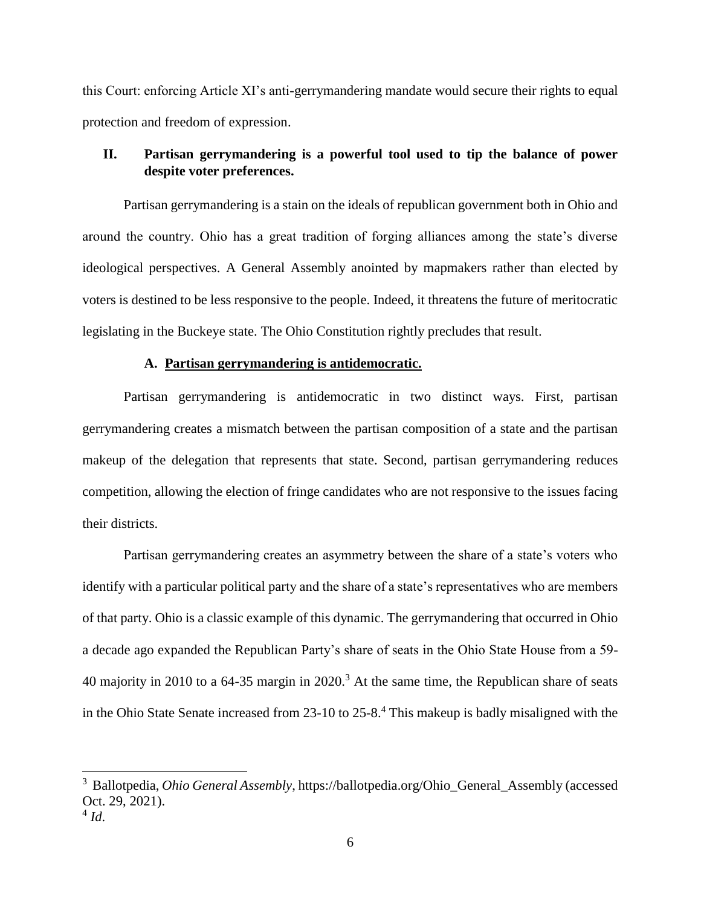this Court: enforcing Article XI's anti-gerrymandering mandate would secure their rights to equal protection and freedom of expression.

## II. Partisan gerrymandering is a powerful tool used to tip the balance of power despite voter preferences.

Partisan gerrymandering is a stain on the ideals of republican government both in Ohio and around the country. Ohio has a great tradition of forging alliances among the state's diverse ideological perspectives. A General Assembly anointed by mapmakers rather than elected by voters is destined to be less responsive to the people. Indeed, it threatens the future of meritocratic legislating in the Buckeye state. The Ohio Constitution rightly precludes that result.

### A. Partisan gerrymandering is antidemocratic.

Partisan gerrymandering is antidemocratic in two distinct ways. First, partisan gerrymandering creates a mismatch between the partisan composition of a state and the partisan makeup of the delegation that represents that state. Second, partisan gerrymandering reduces competition, allowing the election of fringe candidates who are not responsive to the issues facing their districts.

Partisan gerrymandering creates an asymmetry between the share of a state's voters who identify with a particular political party and the share of a state's representatives who are members of that party. Ohio is a classic example of this dynamic. The gerrymandering that occurred in Ohio a decade ago expanded the Republican Party's share of seats in the Ohio State House from a 59-40 majority in 2010 to a 64-35 margin in 2020.[3] At the same time, the Republican share of seats in the Ohio State Senate increased from 23-10 to 25-8.[4] This makeup is badly misaligned with the

---

[3] Ballotpedia, *Ohio General Assembly*, https://ballotpedia.org/Ohio_General_Assembly (accessed Oct. 29, 2021).

[4] *Id.*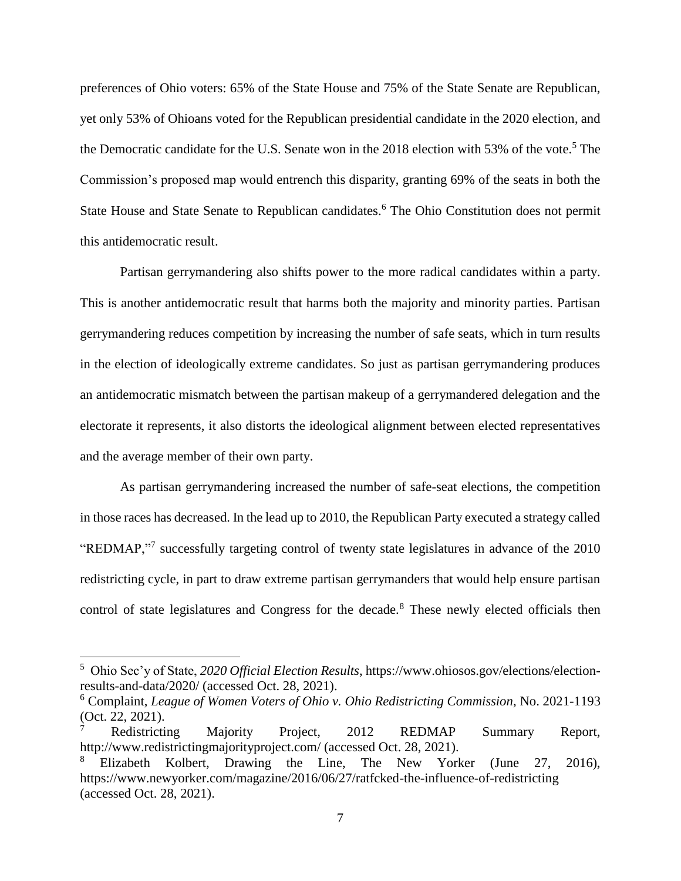preferences of Ohio voters: 65% of the State House and 75% of the State Senate are Republican, yet only 53% of Ohioans voted for the Republican presidential candidate in the 2020 election, and the Democratic candidate for the U.S. Senate won in the 2018 election with 53% of the vote.[5] The Commission's proposed map would entrench this disparity, granting 69% of the seats in both the State House and State Senate to Republican candidates.[6] The Ohio Constitution does not permit this antidemocratic result.

Partisan gerrymandering also shifts power to the more radical candidates within a party. This is another antidemocratic result that harms both the majority and minority parties. Partisan gerrymandering reduces competition by increasing the number of safe seats, which in turn results in the election of ideologically extreme candidates. So just as partisan gerrymandering produces an antidemocratic mismatch between the partisan makeup of a gerrymandered delegation and the electorate it represents, it also distorts the ideological alignment between elected representatives and the average member of their own party.

As partisan gerrymandering increased the number of safe-seat elections, the competition in those races has decreased. In the lead up to 2010, the Republican Party executed a strategy called "REDMAP,"[7] successfully targeting control of twenty state legislatures in advance of the 2010 redistricting cycle, in part to draw extreme partisan gerrymanders that would help ensure partisan control of state legislatures and Congress for the decade.[8] These newly elected officials then

---

[5] Ohio Sec'y of State, *2020 Official Election Results*, https://www.ohiosos.gov/elections/election-results-and-data/2020/ (accessed Oct. 28, 2021).

[6] Complaint, *League of Women Voters of Ohio v. Ohio Redistricting Commission*, No. 2021-1193 (Oct. 22, 2021).

[7] Redistricting Majority Project, 2012 REDMAP Summary Report, http://www.redistrictingmajorityproject.com/ (accessed Oct. 28, 2021).

[8] Elizabeth Kolbert, Drawing the Line, The New Yorker (June 27, 2016), https://www.newyorker.com/magazine/2016/06/27/ratfcked-the-influence-of-redistricting (accessed Oct. 28, 2021).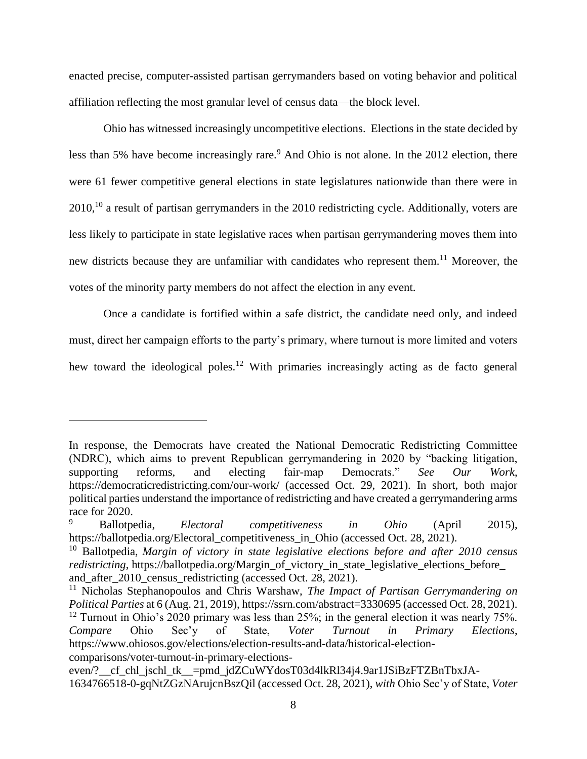enacted precise, computer-assisted partisan gerrymanders based on voting behavior and political affiliation reflecting the most granular level of census data—the block level.

Ohio has witnessed increasingly uncompetitive elections. Elections in the state decided by less than 5% have become increasingly rare.[9] And Ohio is not alone. In the 2012 election, there were 61 fewer competitive general elections in state legislatures nationwide than there were in 2010,[10] a result of partisan gerrymanders in the 2010 redistricting cycle. Additionally, voters are less likely to participate in state legislative races when partisan gerrymandering moves them into new districts because they are unfamiliar with candidates who represent them.[11] Moreover, the votes of the minority party members do not affect the election in any event.

Once a candidate is fortified within a safe district, the candidate need only, and indeed must, direct her campaign efforts to the party's primary, where turnout is more limited and voters hew toward the ideological poles.[12] With primaries increasingly acting as de facto general

---

In response, the Democrats have created the National Democratic Redistricting Committee (NDRC), which aims to prevent Republican gerrymandering in 2020 by "backing litigation, supporting reforms, and electing fair-map Democrats." *See Our Work*, https://democraticredistricting.com/our-work/ (accessed Oct. 29, 2021). In short, both major political parties understand the importance of redistricting and have created a gerrymandering arms race for 2020.

[9] Ballotpedia, *Electoral competitiveness in Ohio* (April 2015), https://ballotpedia.org/Electoral_competitiveness_in_Ohio (accessed Oct. 28, 2021).

[10] Ballotpedia, *Margin of victory in state legislative elections before and after 2010 census redistricting*, https://ballotpedia.org/Margin_of_victory_in_state_legislative_elections_before_and_after_2010_census_redistricting (accessed Oct. 28, 2021).

[11] Nicholas Stephanopoulos and Chris Warshaw, *The Impact of Partisan Gerrymandering on Political Parties* at 6 (Aug. 21, 2019), https://ssrn.com/abstract=3330695 (accessed Oct. 28, 2021).

[12] Turnout in Ohio's 2020 primary was less than 25%; in the general election it was nearly 75%. *Compare* Ohio Sec'y of State, *Voter Turnout in Primary Elections*, https://www.ohiosos.gov/elections/election-results-and-data/historical-election-comparisons/voter-turnout-in-primary-elections-even/?__cf_chl_jschl_tk__=pmd_jdZCuWYdosT03d4lkRl34j4.9ar1JSiBzFTZBnTbxJA-1634766518-0-gqNtZGzNArujcnBszQil (accessed Oct. 28, 2021), *with* Ohio Sec'y of State, *Voter*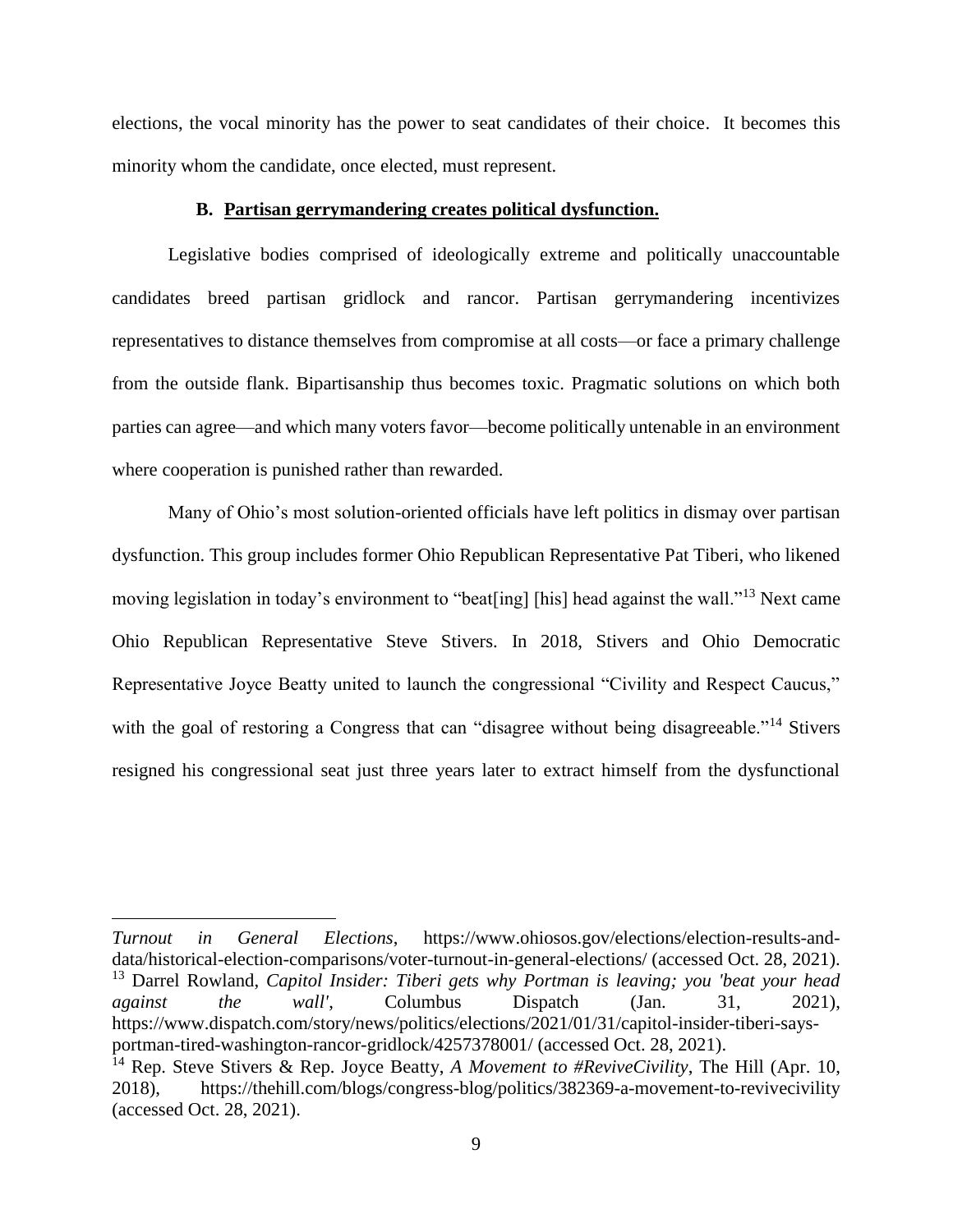elections, the vocal minority has the power to seat candidates of their choice. It becomes this minority whom the candidate, once elected, must represent.

### B. Partisan gerrymandering creates political dysfunction.

Legislative bodies comprised of ideologically extreme and politically unaccountable candidates breed partisan gridlock and rancor. Partisan gerrymandering incentivizes representatives to distance themselves from compromise at all costs—or face a primary challenge from the outside flank. Bipartisanship thus becomes toxic. Pragmatic solutions on which both parties can agree—and which many voters favor—become politically untenable in an environment where cooperation is punished rather than rewarded.

Many of Ohio's most solution-oriented officials have left politics in dismay over partisan dysfunction. This group includes former Ohio Republican Representative Pat Tiberi, who likened moving legislation in today's environment to "beat[ing] [his] head against the wall."[13] Next came Ohio Republican Representative Steve Stivers. In 2018, Stivers and Ohio Democratic Representative Joyce Beatty united to launch the congressional "Civility and Respect Caucus," with the goal of restoring a Congress that can "disagree without being disagreeable."[14] Stivers resigned his congressional seat just three years later to extract himself from the dysfunctional

---

*Turnout in General Elections*, https://www.ohiosos.gov/elections/election-results-and-data/historical-election-comparisons/voter-turnout-in-general-elections/ (accessed Oct. 28, 2021).

[13] Darrel Rowland, *Capitol Insider: Tiberi gets why Portman is leaving; you 'beat your head against the wall'*, Columbus Dispatch (Jan. 31, 2021), https://www.dispatch.com/story/news/politics/elections/2021/01/31/capitol-insider-tiberi-says-portman-tired-washington-rancor-gridlock/4257378001/ (accessed Oct. 28, 2021).

[14] Rep. Steve Stivers & Rep. Joyce Beatty, *A Movement to #ReviveCivility*, The Hill (Apr. 10, 2018), https://thehill.com/blogs/congress-blog/politics/382369-a-movement-to-revivecivility (accessed Oct. 28, 2021).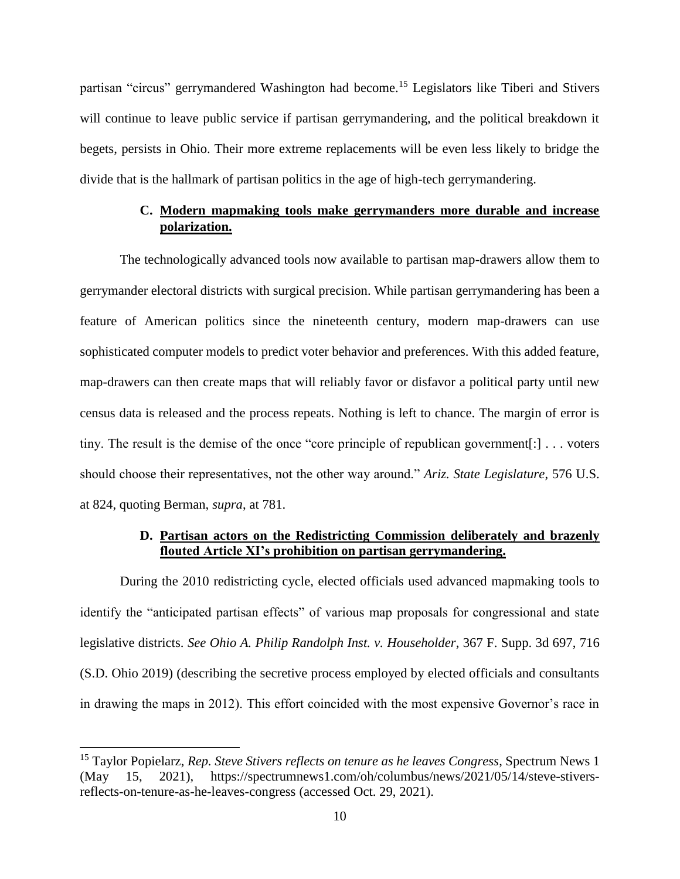partisan "circus" gerrymandered Washington had become.[15] Legislators like Tiberi and Stivers will continue to leave public service if partisan gerrymandering, and the political breakdown it begets, persists in Ohio. Their more extreme replacements will be even less likely to bridge the divide that is the hallmark of partisan politics in the age of high-tech gerrymandering.

### C. Modern mapmaking tools make gerrymanders more durable and increase polarization.

The technologically advanced tools now available to partisan map-drawers allow them to gerrymander electoral districts with surgical precision. While partisan gerrymandering has been a feature of American politics since the nineteenth century, modern map-drawers can use sophisticated computer models to predict voter behavior and preferences. With this added feature, map-drawers can then create maps that will reliably favor or disfavor a political party until new census data is released and the process repeats. Nothing is left to chance. The margin of error is tiny. The result is the demise of the once "core principle of republican government[:] . . . voters should choose their representatives, not the other way around." *Ariz. State Legislature*, 576 U.S. at 824, quoting Berman, *supra*, at 781.

### D. Partisan actors on the Redistricting Commission deliberately and brazenly flouted Article XI's prohibition on partisan gerrymandering.

During the 2010 redistricting cycle, elected officials used advanced mapmaking tools to identify the "anticipated partisan effects" of various map proposals for congressional and state legislative districts. *See Ohio A. Philip Randolph Inst. v. Householder*, 367 F. Supp. 3d 697, 716 (S.D. Ohio 2019) (describing the secretive process employed by elected officials and consultants in drawing the maps in 2012). This effort coincided with the most expensive Governor's race in

---

[15] Taylor Popielarz, *Rep. Steve Stivers reflects on tenure as he leaves Congress*, Spectrum News 1 (May 15, 2021), https://spectrumnews1.com/oh/columbus/news/2021/05/14/steve-stivers-reflects-on-tenure-as-he-leaves-congress (accessed Oct. 29, 2021).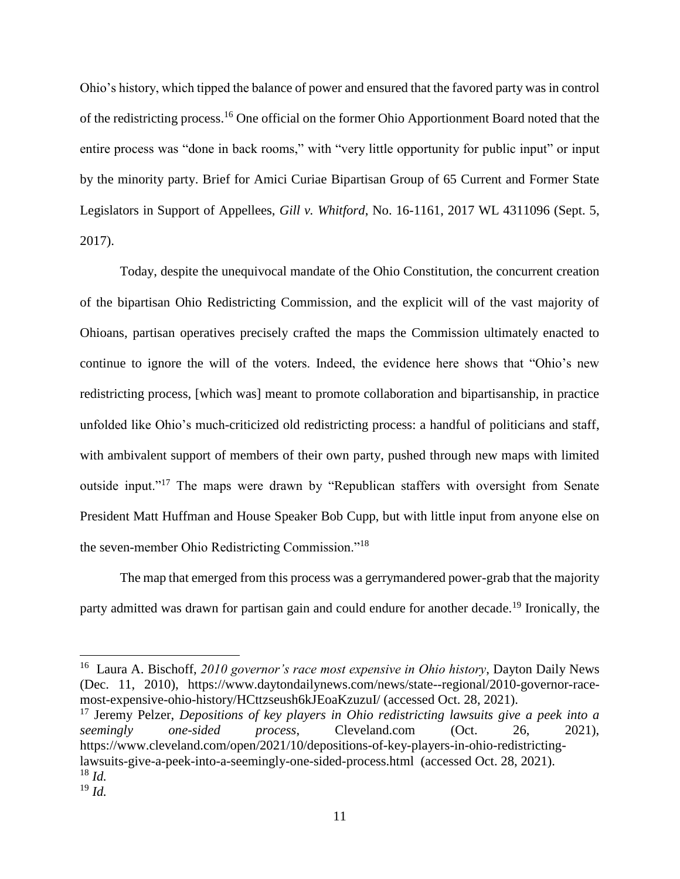Ohio's history, which tipped the balance of power and ensured that the favored party was in control of the redistricting process.[16] One official on the former Ohio Apportionment Board noted that the entire process was "done in back rooms," with "very little opportunity for public input" or input by the minority party. Brief for Amici Curiae Bipartisan Group of 65 Current and Former State Legislators in Support of Appellees, *Gill v. Whitford*, No. 16-1161, 2017 WL 4311096 (Sept. 5, 2017).

Today, despite the unequivocal mandate of the Ohio Constitution, the concurrent creation of the bipartisan Ohio Redistricting Commission, and the explicit will of the vast majority of Ohioans, partisan operatives precisely crafted the maps the Commission ultimately enacted to continue to ignore the will of the voters. Indeed, the evidence here shows that "Ohio's new redistricting process, [which was] meant to promote collaboration and bipartisanship, in practice unfolded like Ohio's much-criticized old redistricting process: a handful of politicians and staff, with ambivalent support of members of their own party, pushed through new maps with limited outside input."[17] The maps were drawn by "Republican staffers with oversight from Senate President Matt Huffman and House Speaker Bob Cupp, but with little input from anyone else on the seven-member Ohio Redistricting Commission."[18]

The map that emerged from this process was a gerrymandered power-grab that the majority party admitted was drawn for partisan gain and could endure for another decade.[19] Ironically, the

---

[16] Laura A. Bischoff, *2010 governor's race most expensive in Ohio history*, Dayton Daily News (Dec. 11, 2010), https://www.daytondailynews.com/news/state--regional/2010-governor-race-most-expensive-ohio-history/HCttzseush6kJEoaKzuzuI/ (accessed Oct. 28, 2021).

[17] Jeremy Pelzer, *Depositions of key players in Ohio redistricting lawsuits give a peek into a seemingly one-sided process*, Cleveland.com (Oct. 26, 2021), https://www.cleveland.com/open/2021/10/depositions-of-key-players-in-ohio-redistricting-lawsuits-give-a-peek-into-a-seemingly-one-sided-process.html (accessed Oct. 28, 2021).

[18] *Id.*

[19] *Id.*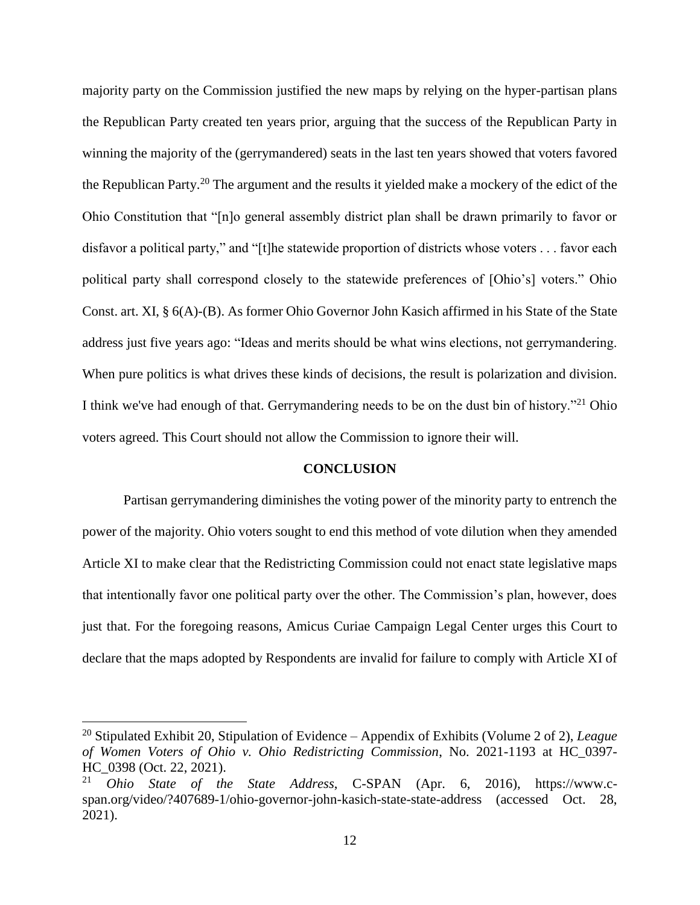majority party on the Commission justified the new maps by relying on the hyper-partisan plans the Republican Party created ten years prior, arguing that the success of the Republican Party in winning the majority of the (gerrymandered) seats in the last ten years showed that voters favored the Republican Party.[20] The argument and the results it yielded make a mockery of the edict of the Ohio Constitution that "[n]o general assembly district plan shall be drawn primarily to favor or disfavor a political party," and "[t]he statewide proportion of districts whose voters . . . favor each political party shall correspond closely to the statewide preferences of [Ohio's] voters." Ohio Const. art. XI, § 6(A)-(B). As former Ohio Governor John Kasich affirmed in his State of the State address just five years ago: "Ideas and merits should be what wins elections, not gerrymandering. When pure politics is what drives these kinds of decisions, the result is polarization and division. I think we've had enough of that. Gerrymandering needs to be on the dust bin of history."[21] Ohio voters agreed. This Court should not allow the Commission to ignore their will.

## CONCLUSION

Partisan gerrymandering diminishes the voting power of the minority party to entrench the power of the majority. Ohio voters sought to end this method of vote dilution when they amended Article XI to make clear that the Redistricting Commission could not enact state legislative maps that intentionally favor one political party over the other. The Commission's plan, however, does just that. For the foregoing reasons, Amicus Curiae Campaign Legal Center urges this Court to declare that the maps adopted by Respondents are invalid for failure to comply with Article XI of

---

[20] Stipulated Exhibit 20, Stipulation of Evidence – Appendix of Exhibits (Volume 2 of 2), *League of Women Voters of Ohio v. Ohio Redistricting Commission*, No. 2021-1193 at HC_0397-HC_0398 (Oct. 22, 2021).

[21] *Ohio State of the State Address*, C-SPAN (Apr. 6, 2016), https://www.c-span.org/video/?407689-1/ohio-governor-john-kasich-state-state-address (accessed Oct. 28, 2021).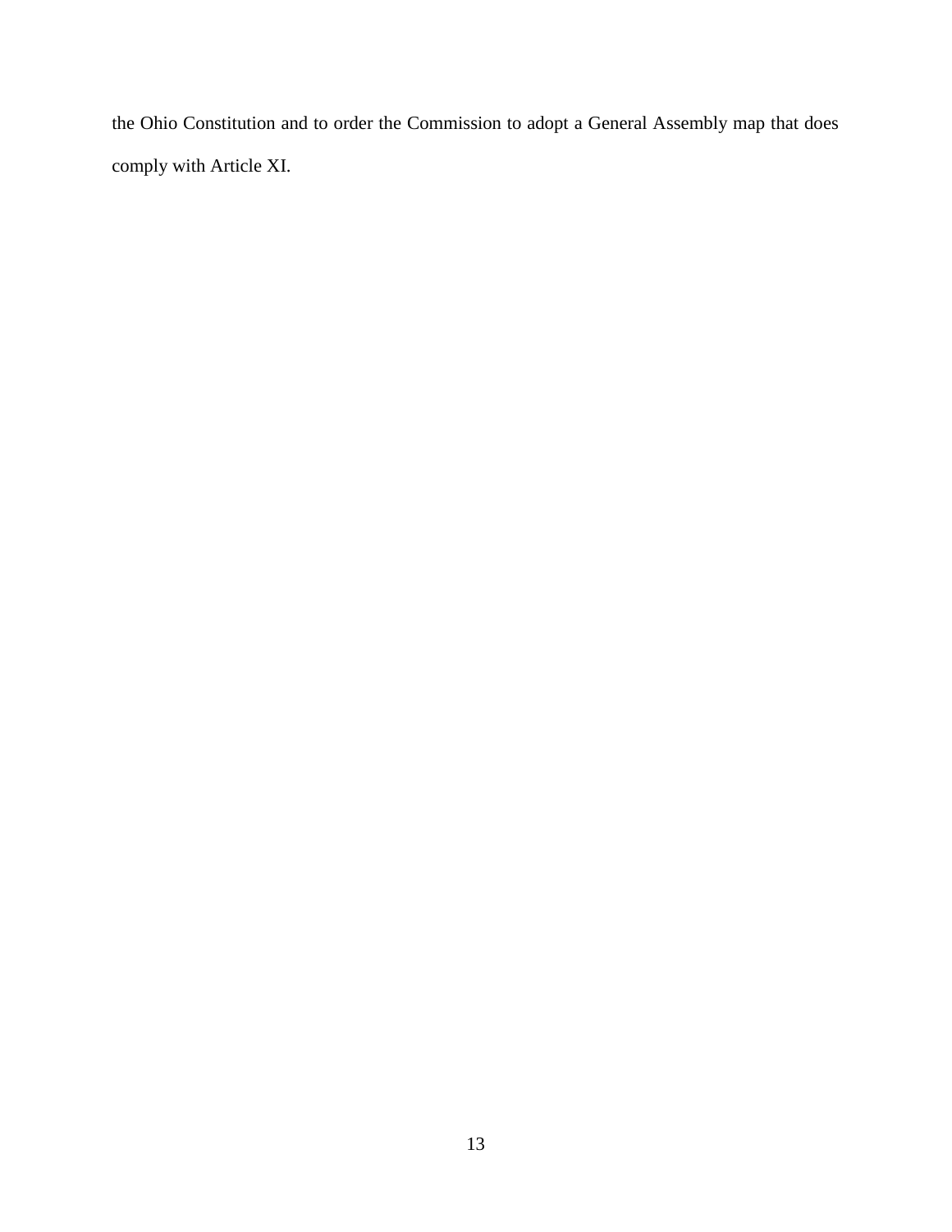the Ohio Constitution and to order the Commission to adopt a General Assembly map that does comply with Article XI.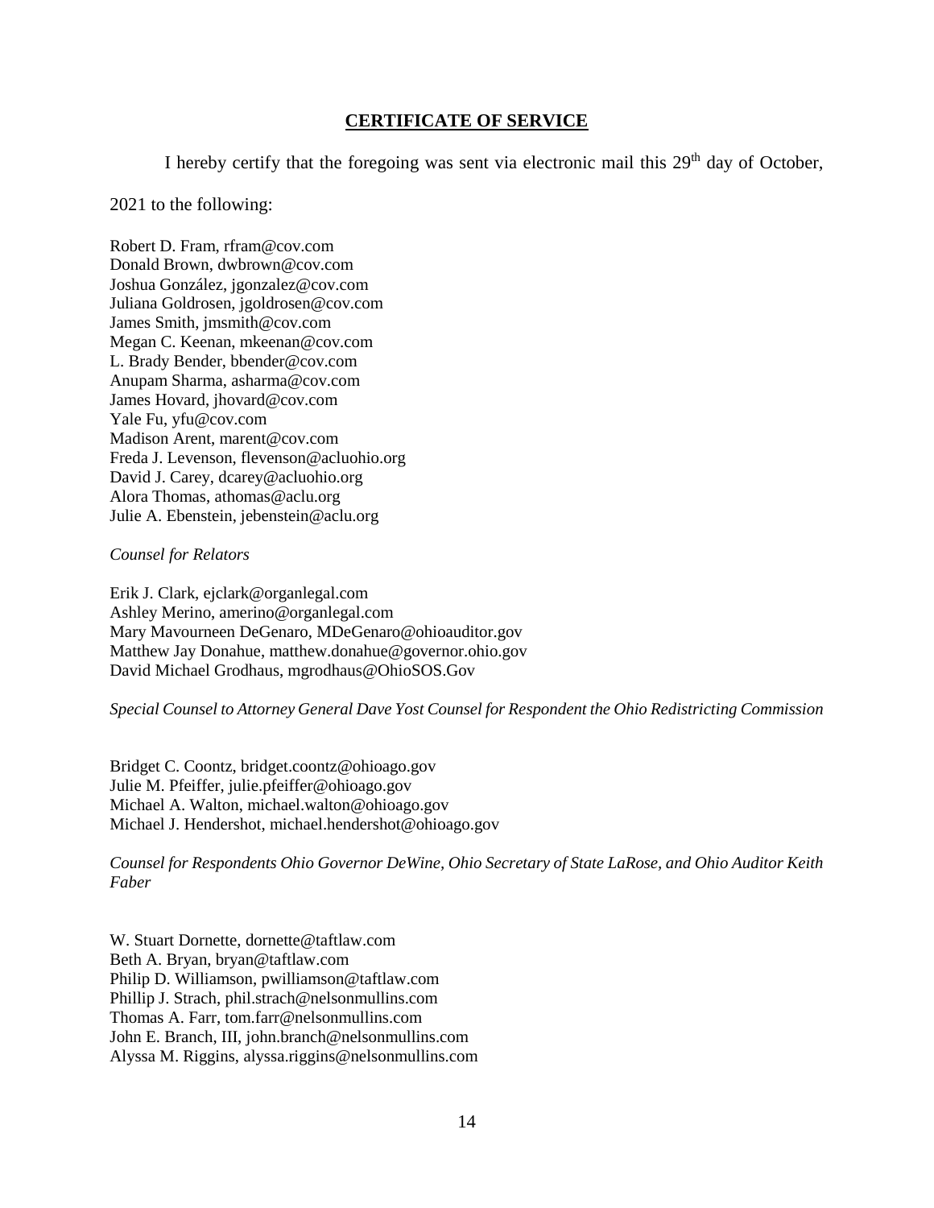## CERTIFICATE OF SERVICE

I hereby certify that the foregoing was sent via electronic mail this 29th day of October, 2021 to the following:

Robert D. Fram, rfram@cov.com
Donald Brown, dwbrown@cov.com
Joshua González, jgonzalez@cov.com
Juliana Goldrosen, jgoldrosen@cov.com
James Smith, jmsmith@cov.com
Megan C. Keenan, mkeenan@cov.com
L. Brady Bender, bbender@cov.com
Anupam Sharma, asharma@cov.com
James Hovard, jhovard@cov.com
Yale Fu, yfu@cov.com
Madison Arent, marent@cov.com
Freda J. Levenson, flevenson@acluohio.org
David J. Carey, dcarey@acluohio.org
Alora Thomas, athomas@aclu.org
Julie A. Ebenstein, jebenstein@aclu.org

*Counsel for Relators*

Erik J. Clark, ejclark@organlegal.com
Ashley Merino, amerino@organlegal.com
Mary Mavourneen DeGenaro, MDeGenaro@ohioauditor.gov
Matthew Jay Donahue, matthew.donahue@governor.ohio.gov
David Michael Grodhaus, mgrodhaus@OhioSOS.Gov

*Special Counsel to Attorney General Dave Yost Counsel for Respondent the Ohio Redistricting Commission*

Bridget C. Coontz, bridget.coontz@ohioago.gov
Julie M. Pfeiffer, julie.pfeiffer@ohioago.gov
Michael A. Walton, michael.walton@ohioago.gov
Michael J. Hendershot, michael.hendershot@ohioago.gov

*Counsel for Respondents Ohio Governor DeWine, Ohio Secretary of State LaRose, and Ohio Auditor Keith Faber*

W. Stuart Dornette, dornette@taftlaw.com
Beth A. Bryan, bryan@taftlaw.com
Philip D. Williamson, pwilliamson@taftlaw.com
Phillip J. Strach, phil.strach@nelsonmullins.com
Thomas A. Farr, tom.farr@nelsonmullins.com
John E. Branch, III, john.branch@nelsonmullins.com
Alyssa M. Riggins, alyssa.riggins@nelsonmullins.com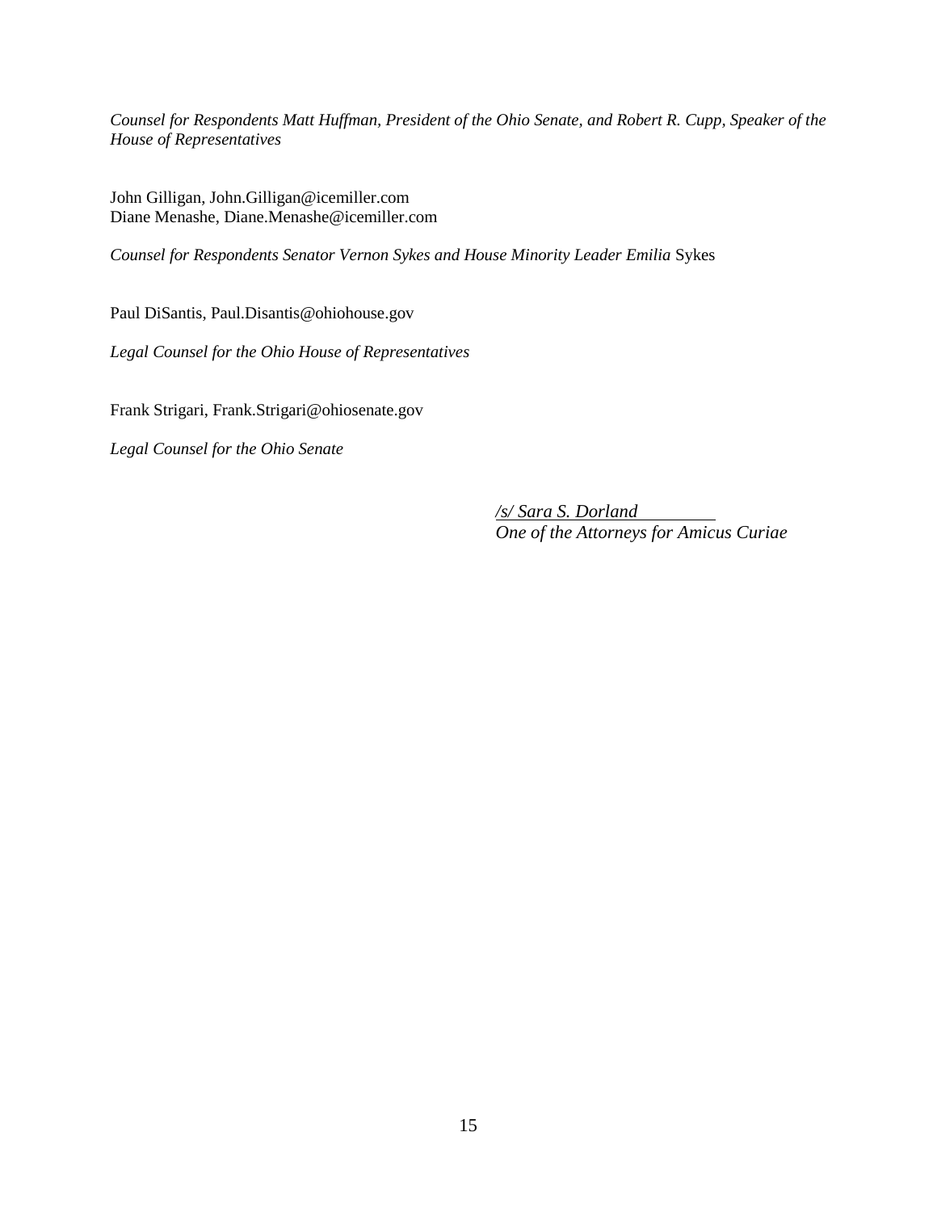*Counsel for Respondents Matt Huffman, President of the Ohio Senate, and Robert R. Cupp, Speaker of the House of Representatives*

John Gilligan, John.Gilligan@icemiller.com
Diane Menashe, Diane.Menashe@icemiller.com

*Counsel for Respondents Senator Vernon Sykes and House Minority Leader Emilia* Sykes

Paul DiSantis, Paul.Disantis@ohiohouse.gov

*Legal Counsel for the Ohio House of Representatives*

Frank Strigari, Frank.Strigari@ohiosenate.gov

*Legal Counsel for the Ohio Senate*

*/s/ Sara S. Dorland*
*One of the Attorneys for Amicus Curiae*